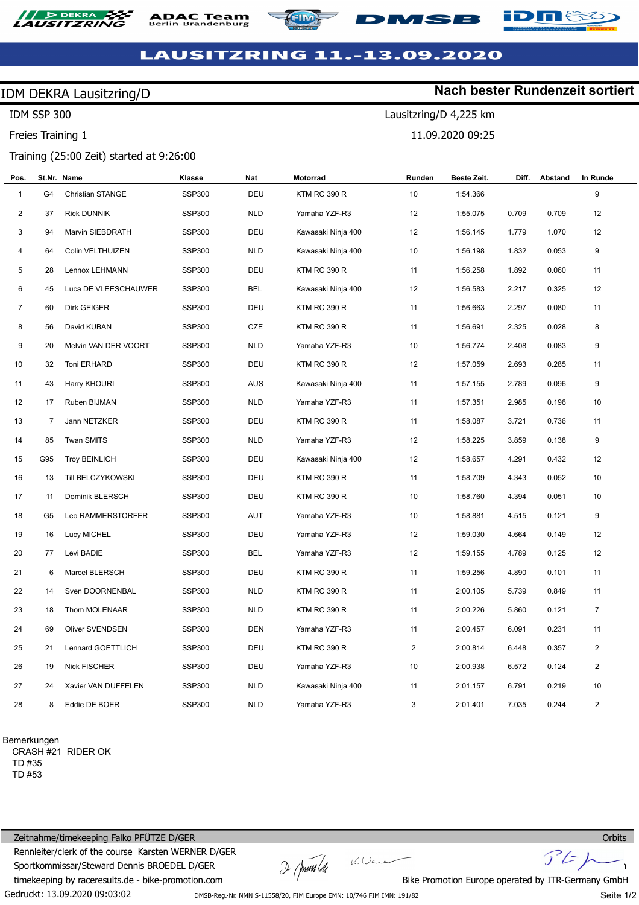# LAUSITZRING 11.-13.09.2020

## IDM DEKRA Lausitzring/D

**Nach bester Rundenzeit sortiert**

IDM SSP 300

Lausitzring/D 4,225 km

Freies Training 1

11.09.2020 09:25

Training (25:00 Zeit) started at 9:26:00

| Pos. | St.Nr. | Name | Klasse | Nat | Motorrad | Runden | Beste Zeit. | Diff. | Abstand | In Runde |
|---|---|---|---|---|---|---|---|---|---|---|
| 1 | G4 | Christian STANGE | SSP300 | DEU | KTM RC 390 R | 10 | 1:54.366 | | | 9 |
| 2 | 37 | Rick DUNNIK | SSP300 | NLD | Yamaha YZF-R3 | 12 | 1:55.075 | 0.709 | 0.709 | 12 |
| 3 | 94 | Marvin SIEBDRATH | SSP300 | DEU | Kawasaki Ninja 400 | 12 | 1:56.145 | 1.779 | 1.070 | 12 |
| 4 | 64 | Colin VELTHUIZEN | SSP300 | NLD | Kawasaki Ninja 400 | 10 | 1:56.198 | 1.832 | 0.053 | 9 |
| 5 | 28 | Lennox LEHMANN | SSP300 | DEU | KTM RC 390 R | 11 | 1:56.258 | 1.892 | 0.060 | 11 |
| 6 | 45 | Luca DE VLEESCHAUWER | SSP300 | BEL | Kawasaki Ninja 400 | 12 | 1:56.583 | 2.217 | 0.325 | 12 |
| 7 | 60 | Dirk GEIGER | SSP300 | DEU | KTM RC 390 R | 11 | 1:56.663 | 2.297 | 0.080 | 11 |
| 8 | 56 | David KUBAN | SSP300 | CZE | KTM RC 390 R | 11 | 1:56.691 | 2.325 | 0.028 | 8 |
| 9 | 20 | Melvin VAN DER VOORT | SSP300 | NLD | Yamaha YZF-R3 | 10 | 1:56.774 | 2.408 | 0.083 | 9 |
| 10 | 32 | Toni ERHARD | SSP300 | DEU | KTM RC 390 R | 12 | 1:57.059 | 2.693 | 0.285 | 11 |
| 11 | 43 | Harry KHOURI | SSP300 | AUS | Kawasaki Ninja 400 | 11 | 1:57.155 | 2.789 | 0.096 | 9 |
| 12 | 17 | Ruben BIJMAN | SSP300 | NLD | Yamaha YZF-R3 | 11 | 1:57.351 | 2.985 | 0.196 | 10 |
| 13 | 7 | Jann NETZKER | SSP300 | DEU | KTM RC 390 R | 11 | 1:58.087 | 3.721 | 0.736 | 11 |
| 14 | 85 | Twan SMITS | SSP300 | NLD | Yamaha YZF-R3 | 12 | 1:58.225 | 3.859 | 0.138 | 9 |
| 15 | G95 | Troy BEINLICH | SSP300 | DEU | Kawasaki Ninja 400 | 12 | 1:58.657 | 4.291 | 0.432 | 12 |
| 16 | 13 | Till BELCZYKOWSKI | SSP300 | DEU | KTM RC 390 R | 11 | 1:58.709 | 4.343 | 0.052 | 10 |
| 17 | 11 | Dominik BLERSCH | SSP300 | DEU | KTM RC 390 R | 10 | 1:58.760 | 4.394 | 0.051 | 10 |
| 18 | G5 | Leo RAMMERSTORFER | SSP300 | AUT | Yamaha YZF-R3 | 10 | 1:58.881 | 4.515 | 0.121 | 9 |
| 19 | 16 | Lucy MICHEL | SSP300 | DEU | Yamaha YZF-R3 | 12 | 1:59.030 | 4.664 | 0.149 | 12 |
| 20 | 77 | Levi BADIE | SSP300 | BEL | Yamaha YZF-R3 | 12 | 1:59.155 | 4.789 | 0.125 | 12 |
| 21 | 6 | Marcel BLERSCH | SSP300 | DEU | KTM RC 390 R | 11 | 1:59.256 | 4.890 | 0.101 | 11 |
| 22 | 14 | Sven DOORNENBAL | SSP300 | NLD | KTM RC 390 R | 11 | 2:00.105 | 5.739 | 0.849 | 11 |
| 23 | 18 | Thom MOLENAAR | SSP300 | NLD | KTM RC 390 R | 11 | 2:00.226 | 5.860 | 0.121 | 7 |
| 24 | 69 | Oliver SVENDSEN | SSP300 | DEN | Yamaha YZF-R3 | 11 | 2:00.457 | 6.091 | 0.231 | 11 |
| 25 | 21 | Lennard GOETTLICH | SSP300 | DEU | KTM RC 390 R | 2 | 2:00.814 | 6.448 | 0.357 | 2 |
| 26 | 19 | Nick FISCHER | SSP300 | DEU | Yamaha YZF-R3 | 10 | 2:00.938 | 6.572 | 0.124 | 2 |
| 27 | 24 | Xavier VAN DUFFELEN | SSP300 | NLD | Kawasaki Ninja 400 | 11 | 2:01.157 | 6.791 | 0.219 | 10 |
| 28 | 8 | Eddie DE BOER | SSP300 | NLD | Yamaha YZF-R3 | 3 | 2:01.401 | 7.035 | 0.244 | 2 |

Bemerkungen
CRASH #21 RIDER OK
TD #35
TD #53

Zeitnahme/timekeeping Falko PFÜTZE D/GER
Rennleiter/clerk of the course Karsten WERNER D/GER
Sportkommissar/Steward Dennis BROEDEL D/GER
timekeeping by raceresults.de - bike-promotion.com

Orbits
Bike Promotion Europe operated by ITR-Germany GmbH

Gedruckt: 13.09.2020 09:03:02

DMSB-Reg.-Nr. NMN S-11558/20, FIM Europe EMN: 10/746 FIM IMN: 191/82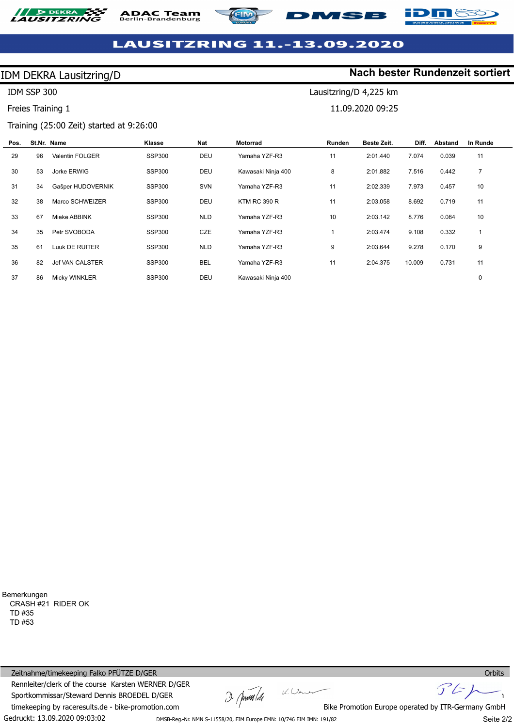## LAUSITZRING 11.-13.09.2020

IDM DEKRA Lausitzring/D — **Nach bester Rundenzeit sortiert**

IDM SSP 300 — Lausitzring/D 4,225 km

Freies Training 1 — 11.09.2020 09:25

Training (25:00 Zeit) started at 9:26:00

| Pos. | St.Nr. | Name | Klasse | Nat | Motorrad | Runden | Beste Zeit. | Diff. | Abstand | In Runde |
|---|---|---|---|---|---|---|---|---|---|---|
| 29 | 96 | Valentin FOLGER | SSP300 | DEU | Yamaha YZF-R3 | 11 | 2:01.440 | 7.074 | 0.039 | 11 |
| 30 | 53 | Jorke ERWIG | SSP300 | DEU | Kawasaki Ninja 400 | 8 | 2:01.882 | 7.516 | 0.442 | 7 |
| 31 | 34 | Gašper HUDOVERNIK | SSP300 | SVN | Yamaha YZF-R3 | 11 | 2:02.339 | 7.973 | 0.457 | 10 |
| 32 | 38 | Marco SCHWEIZER | SSP300 | DEU | KTM RC 390 R | 11 | 2:03.058 | 8.692 | 0.719 | 11 |
| 33 | 67 | Mieke ABBINK | SSP300 | NLD | Yamaha YZF-R3 | 10 | 2:03.142 | 8.776 | 0.084 | 10 |
| 34 | 35 | Petr SVOBODA | SSP300 | CZE | Yamaha YZF-R3 | 1 | 2:03.474 | 9.108 | 0.332 | 1 |
| 35 | 61 | Luuk DE RUITER | SSP300 | NLD | Yamaha YZF-R3 | 9 | 2:03.644 | 9.278 | 0.170 | 9 |
| 36 | 82 | Jef VAN CALSTER | SSP300 | BEL | Yamaha YZF-R3 | 11 | 2:04.375 | 10.009 | 0.731 | 11 |
| 37 | 86 | Micky WINKLER | SSP300 | DEU | Kawasaki Ninja 400 | | | | | 0 |

Bemerkungen
- CRASH #21 RIDER OK
- TD #35
- TD #53

Zeitnahme/timekeeping Falko PFÜTZE D/GER — Orbits
Rennleiter/clerk of the course Karsten WERNER D/GER
Sportkommissar/Steward Dennis BROEDEL D/GER
timekeeping by raceresults.de - bike-promotion.com — Bike Promotion Europe operated by ITR-Germany GmbH
Gedruckt: 13.09.2020 09:03:02 — DMSB-Reg.-Nr. NMN S-11558/20, FIM Europe EMN: 10/746 FIM IMN: 191/82